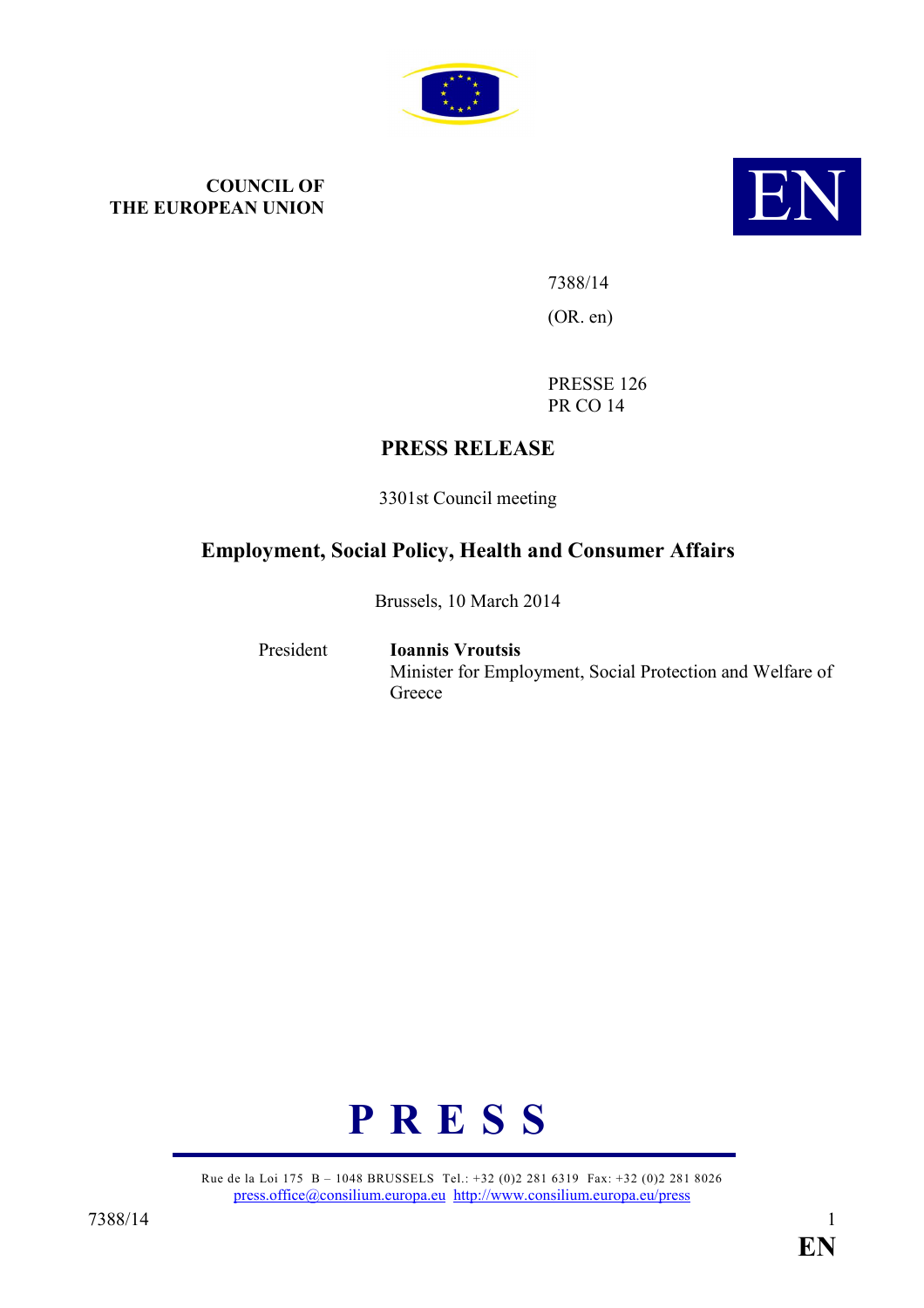**COUNCIL OF THE EUROPEAN UNION**

**EN**

7388/14

(OR. en)

PRESSE 126
PR CO 14

# PRESS RELEASE

3301st Council meeting

## Employment, Social Policy, Health and Consumer Affairs

Brussels, 10 March 2014

President **Ioannis Vroutsis**
Minister for Employment, Social Protection and Welfare of Greece

**P R E S S**

Rue de la Loi 175 B – 1048 BRUSSELS Tel.: +32 (0)2 281 6319 Fax: +32 (0)2 281 8026
press.office@consilium.europa.eu http://www.consilium.europa.eu/press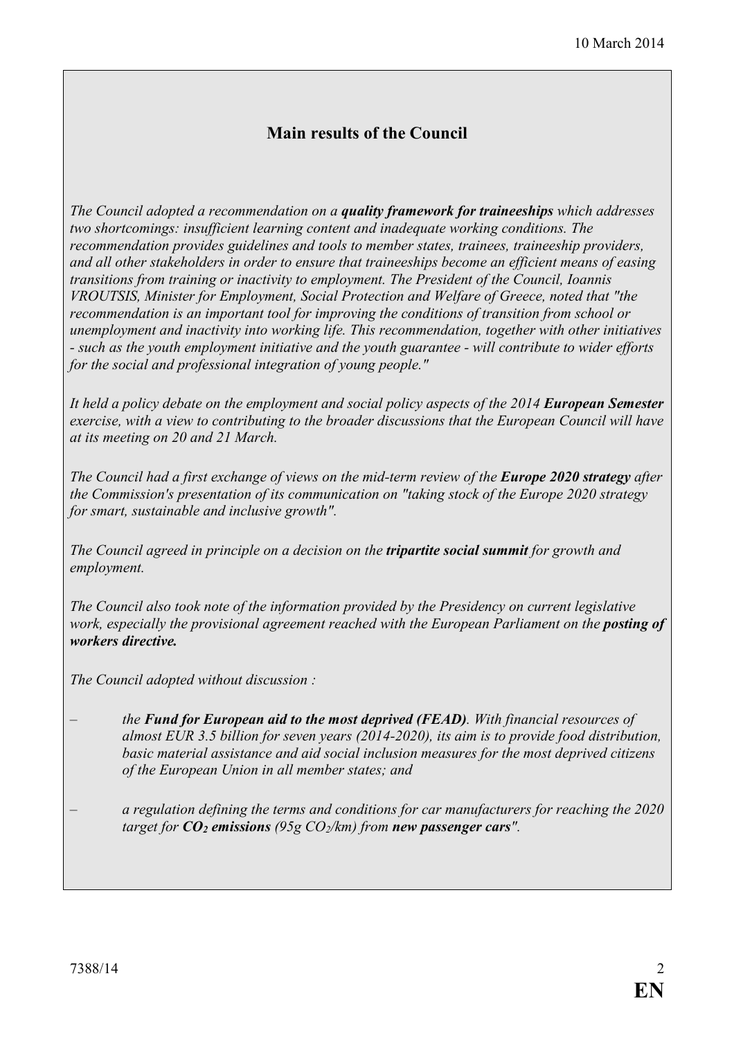## Main results of the Council

*The Council adopted a recommendation on a* ***quality framework for traineeships*** *which addresses two shortcomings: insufficient learning content and inadequate working conditions. The recommendation provides guidelines and tools to member states, trainees, traineeship providers, and all other stakeholders in order to ensure that traineeships become an efficient means of easing transitions from training or inactivity to employment. The President of the Council, Ioannis VROUTSIS, Minister for Employment, Social Protection and Welfare of Greece, noted that "the recommendation is an important tool for improving the conditions of transition from school or unemployment and inactivity into working life. This recommendation, together with other initiatives - such as the youth employment initiative and the youth guarantee - will contribute to wider efforts for the social and professional integration of young people."*

*It held a policy debate on the employment and social policy aspects of the 2014* ***European Semester*** *exercise, with a view to contributing to the broader discussions that the European Council will have at its meeting on 20 and 21 March.*

*The Council had a first exchange of views on the mid-term review of the* ***Europe 2020 strategy*** *after the Commission's presentation of its communication on "taking stock of the Europe 2020 strategy for smart, sustainable and inclusive growth".*

*The Council agreed in principle on a decision on the* ***tripartite social summit*** *for growth and employment.*

*The Council also took note of the information provided by the Presidency on current legislative work, especially the provisional agreement reached with the European Parliament on the* ***posting of workers directive.***

*The Council adopted without discussion :*

- *the* ***Fund for European aid to the most deprived (FEAD)****. With financial resources of almost EUR 3.5 billion for seven years (2014-2020), its aim is to provide food distribution, basic material assistance and aid social inclusion measures for the most deprived citizens of the European Union in all member states; and*

- *a regulation defining the terms and conditions for car manufacturers for reaching the 2020 target for* ***$CO_2$ emissions*** *(95g $CO_2$/km) from* ***new passenger cars****".*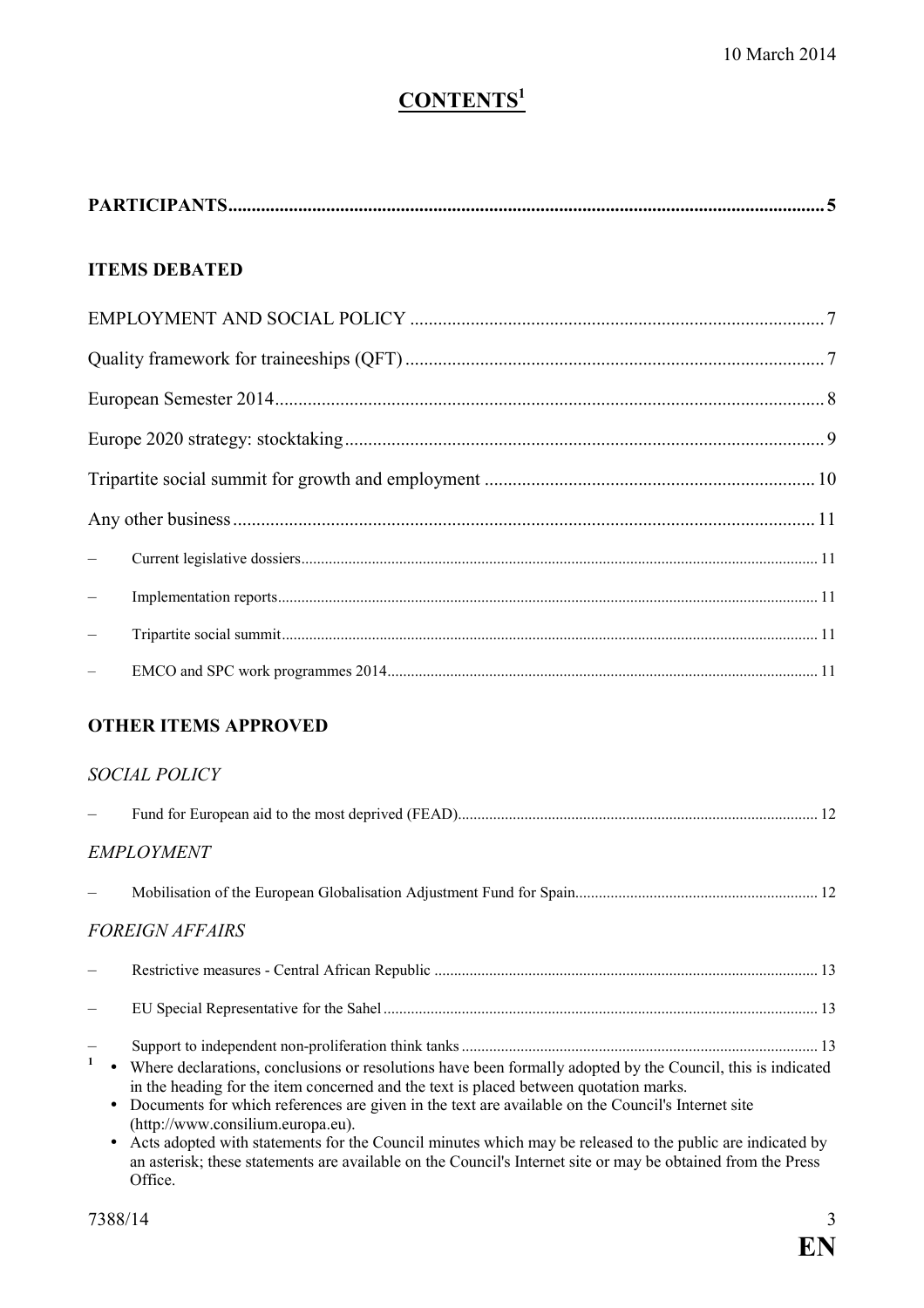10 March 2014

# CONTENTS[1]

**PARTICIPANTS** ..... 5

**ITEMS DEBATED**

EMPLOYMENT AND SOCIAL POLICY ..... 7

Quality framework for traineeships (QFT) ..... 7

European Semester 2014 ..... 8

Europe 2020 strategy: stocktaking ..... 9

Tripartite social summit for growth and employment ..... 10

Any other business ..... 11

– Current legislative dossiers ..... 11

– Implementation reports ..... 11

– Tripartite social summit ..... 11

– EMCO and SPC work programmes 2014 ..... 11

**OTHER ITEMS APPROVED**

*SOCIAL POLICY*

– Fund for European aid to the most deprived (FEAD) ..... 12

*EMPLOYMENT*

– Mobilisation of the European Globalisation Adjustment Fund for Spain ..... 12

*FOREIGN AFFAIRS*

– Restrictive measures - Central African Republic ..... 13

– EU Special Representative for the Sahel ..... 13

– Support to independent non-proliferation think tanks ..... 13

[1]
- Where declarations, conclusions or resolutions have been formally adopted by the Council, this is indicated in the heading for the item concerned and the text is placed between quotation marks.
- Documents for which references are given in the text are available on the Council's Internet site (http://www.consilium.europa.eu).
- Acts adopted with statements for the Council minutes which may be released to the public are indicated by an asterisk; these statements are available on the Council's Internet site or may be obtained from the Press Office.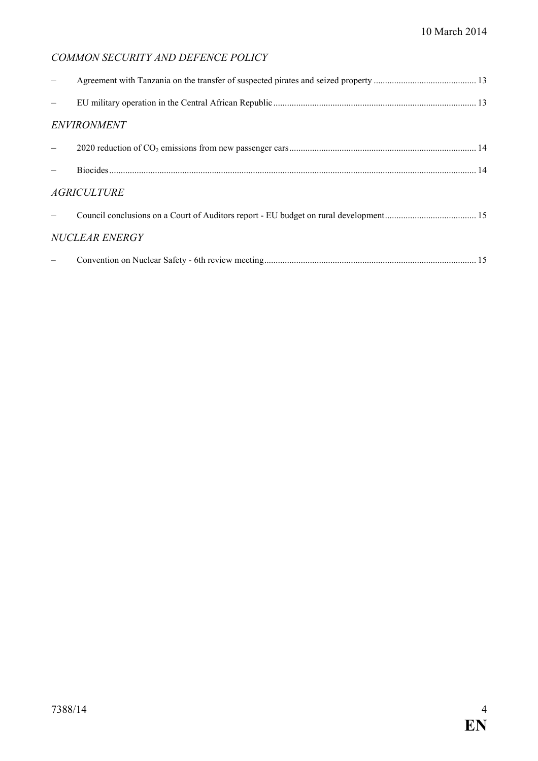*COMMON SECURITY AND DEFENCE POLICY*

- Agreement with Tanzania on the transfer of suspected pirates and seized property ............................................ 13
- EU military operation in the Central African Republic ........................................................................................ 13

*ENVIRONMENT*

- 2020 reduction of $CO_2$ emissions from new passenger cars ................................................................................. 14
- Biocides ............................................................................................................................................................... 14

*AGRICULTURE*

- Council conclusions on a Court of Auditors report - EU budget on rural development ........................................ 15

*NUCLEAR ENERGY*

- Convention on Nuclear Safety - 6th review meeting ............................................................................................ 15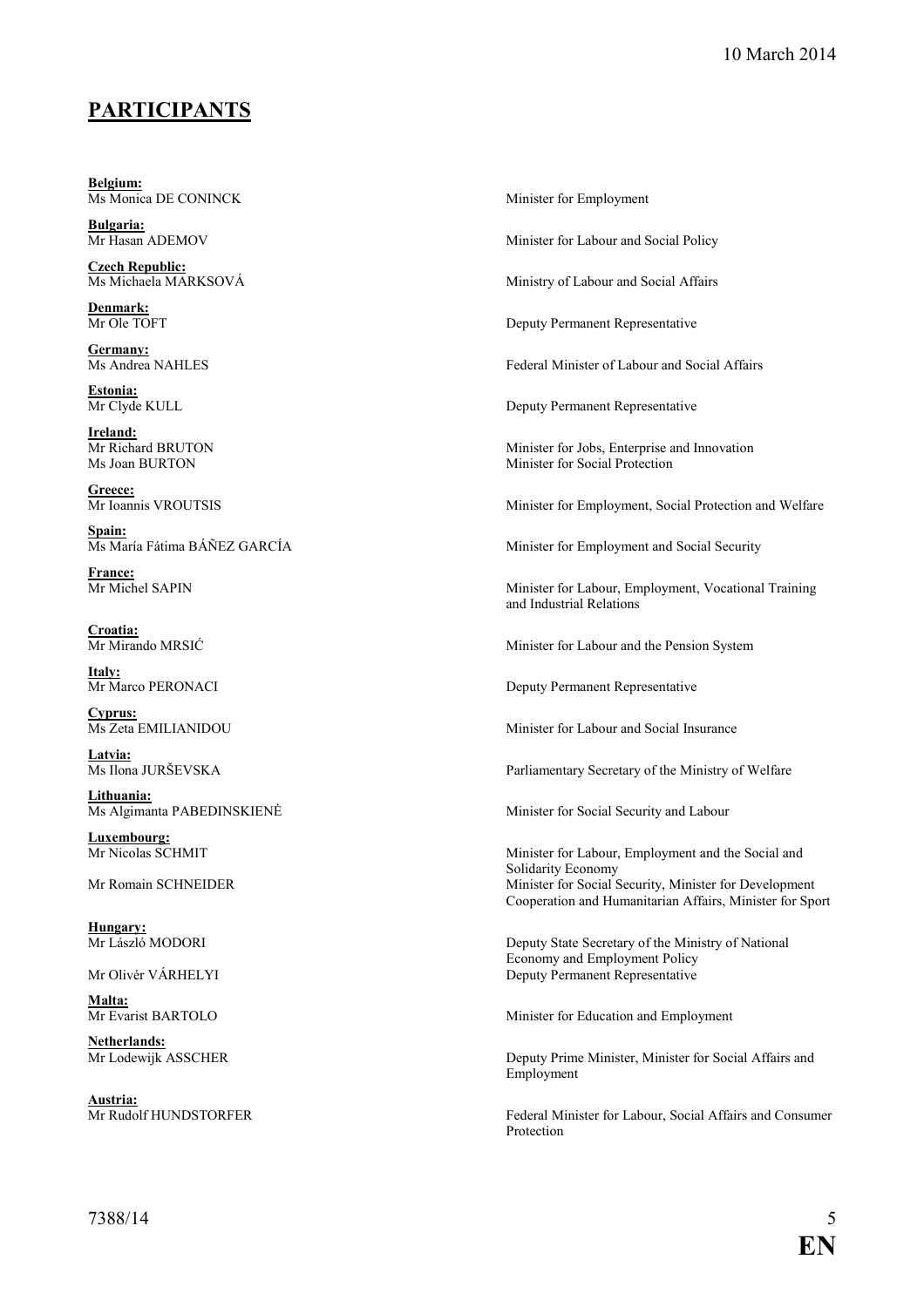## PARTICIPANTS

**Belgium:**
Ms Monica DE CONINCK — Minister for Employment

**Bulgaria:**
Mr Hasan ADEMOV — Minister for Labour and Social Policy

**Czech Republic:**
Ms Michaela MARKSOVÁ — Ministry of Labour and Social Affairs

**Denmark:**
Mr Ole TOFT — Deputy Permanent Representative

**Germany:**
Ms Andrea NAHLES — Federal Minister of Labour and Social Affairs

**Estonia:**
Mr Clyde KULL — Deputy Permanent Representative

**Ireland:**
Mr Richard BRUTON — Minister for Jobs, Enterprise and Innovation
Ms Joan BURTON — Minister for Social Protection

**Greece:**
Mr Ioannis VROUTSIS — Minister for Employment, Social Protection and Welfare

**Spain:**
Ms María Fátima BÁÑEZ GARCÍA — Minister for Employment and Social Security

**France:**
Mr Michel SAPIN — Minister for Labour, Employment, Vocational Training and Industrial Relations

**Croatia:**
Mr Mirando MRSIĆ — Minister for Labour and the Pension System

**Italy:**
Mr Marco PERONACI — Deputy Permanent Representative

**Cyprus:**
Ms Zeta EMILIANIDOU — Minister for Labour and Social Insurance

**Latvia:**
Ms Ilona JURŠEVSKA — Parliamentary Secretary of the Ministry of Welfare

**Lithuania:**
Ms Algimanta PABEDINSKIENĖ — Minister for Social Security and Labour

**Luxembourg:**
Mr Nicolas SCHMIT — Minister for Labour, Employment and the Social and Solidarity Economy
Mr Romain SCHNEIDER — Minister for Social Security, Minister for Development Cooperation and Humanitarian Affairs, Minister for Sport

**Hungary:**
Mr László MODORI — Deputy State Secretary of the Ministry of National Economy and Employment Policy
Mr Olivér VÁRHELYI — Deputy Permanent Representative

**Malta:**
Mr Evarist BARTOLO — Minister for Education and Employment

**Netherlands:**
Mr Lodewijk ASSCHER — Deputy Prime Minister, Minister for Social Affairs and Employment

**Austria:**
Mr Rudolf HUNDSTORFER — Federal Minister for Labour, Social Affairs and Consumer Protection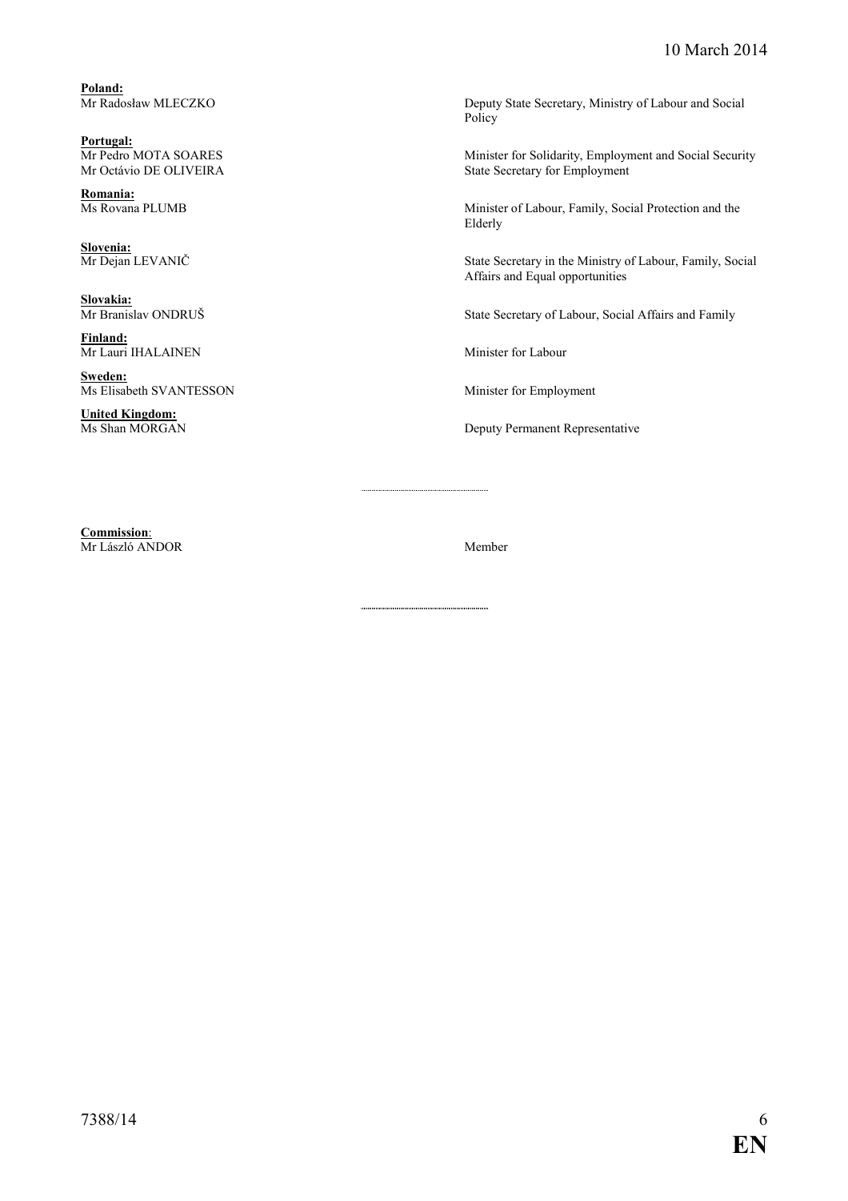**Poland:**
Mr Radosław MLECZKO — Deputy State Secretary, Ministry of Labour and Social Policy

**Portugal:**
Mr Pedro MOTA SOARES — Minister for Solidarity, Employment and Social Security
Mr Octávio DE OLIVEIRA — State Secretary for Employment

**Romania:**
Ms Rovana PLUMB — Minister of Labour, Family, Social Protection and the Elderly

**Slovenia:**
Mr Dejan LEVANIČ — State Secretary in the Ministry of Labour, Family, Social Affairs and Equal opportunities

**Slovakia:**
Mr Branislav ONDRUŠ — State Secretary of Labour, Social Affairs and Family

**Finland:**
Mr Lauri IHALAINEN — Minister for Labour

**Sweden:**
Ms Elisabeth SVANTESSON — Minister for Employment

**United Kingdom:**
Ms Shan MORGAN — Deputy Permanent Representative

---

**Commission**:
Mr László ANDOR — Member

---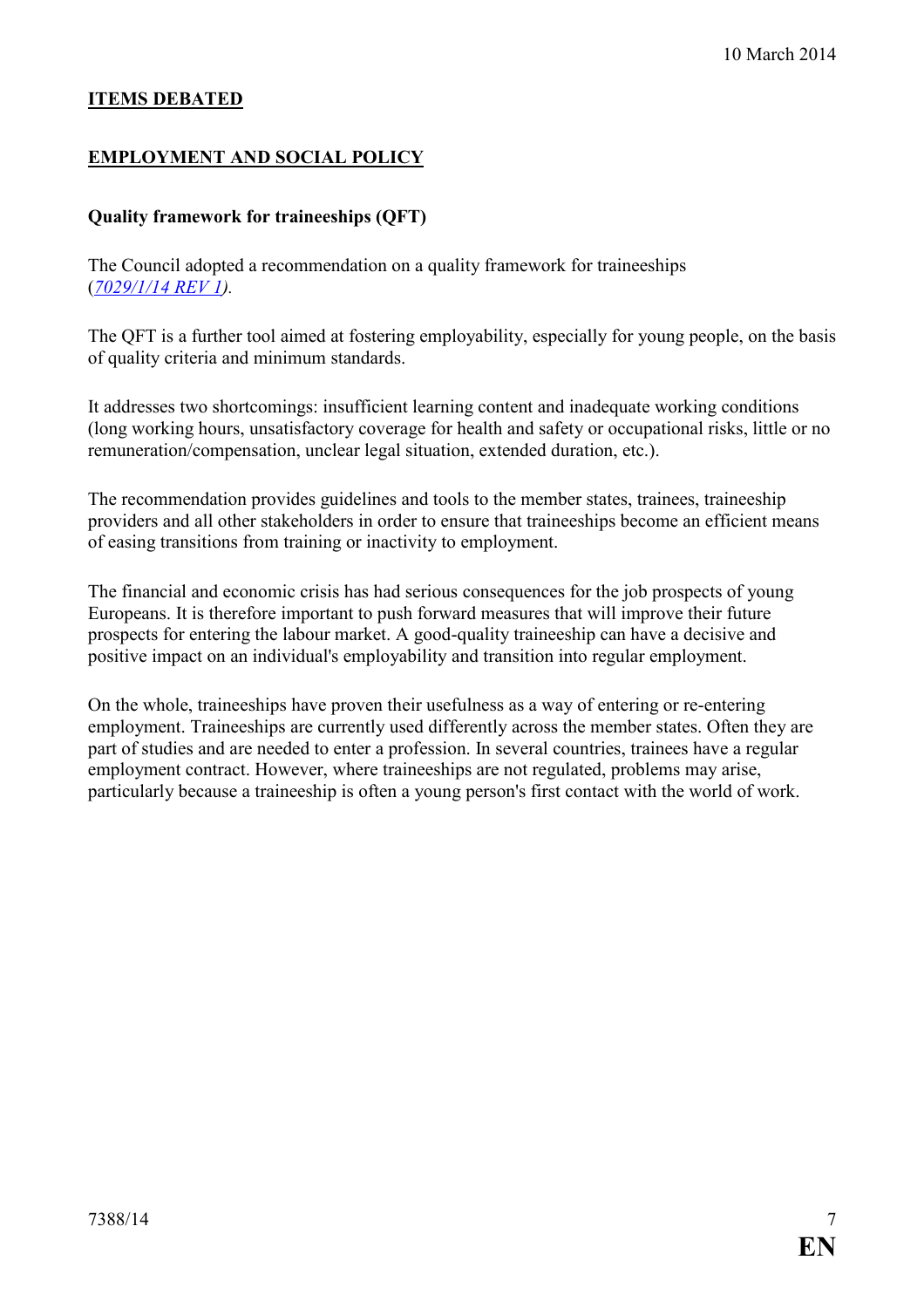## ITEMS DEBATED

## EMPLOYMENT AND SOCIAL POLICY

### Quality framework for traineeships (QFT)

The Council adopted a recommendation on a quality framework for traineeships (*7029/1/14 REV 1*).

The QFT is a further tool aimed at fostering employability, especially for young people, on the basis of quality criteria and minimum standards.

It addresses two shortcomings: insufficient learning content and inadequate working conditions (long working hours, unsatisfactory coverage for health and safety or occupational risks, little or no remuneration/compensation, unclear legal situation, extended duration, etc.).

The recommendation provides guidelines and tools to the member states, trainees, traineeship providers and all other stakeholders in order to ensure that traineeships become an efficient means of easing transitions from training or inactivity to employment.

The financial and economic crisis has had serious consequences for the job prospects of young Europeans. It is therefore important to push forward measures that will improve their future prospects for entering the labour market. A good-quality traineeship can have a decisive and positive impact on an individual's employability and transition into regular employment.

On the whole, traineeships have proven their usefulness as a way of entering or re-entering employment. Traineeships are currently used differently across the member states. Often they are part of studies and are needed to enter a profession. In several countries, trainees have a regular employment contract. However, where traineeships are not regulated, problems may arise, particularly because a traineeship is often a young person's first contact with the world of work.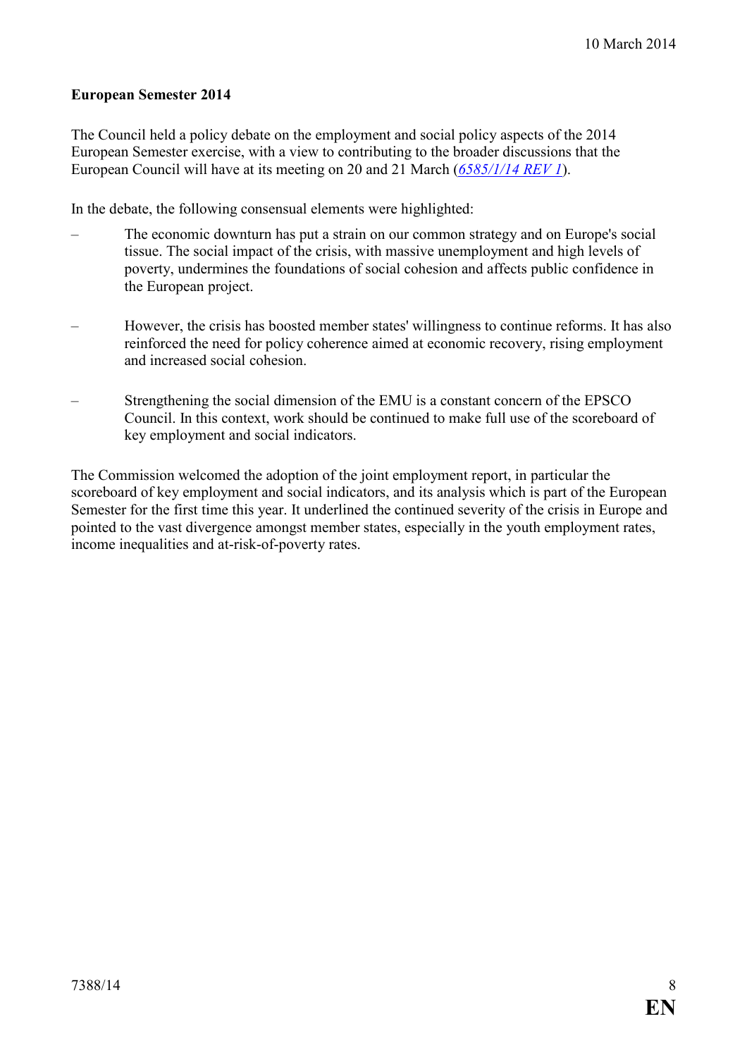**European Semester 2014**

The Council held a policy debate on the employment and social policy aspects of the 2014 European Semester exercise, with a view to contributing to the broader discussions that the European Council will have at its meeting on 20 and 21 March (*6585/1/14 REV 1*).

In the debate, the following consensual elements were highlighted:

– The economic downturn has put a strain on our common strategy and on Europe's social tissue. The social impact of the crisis, with massive unemployment and high levels of poverty, undermines the foundations of social cohesion and affects public confidence in the European project.

– However, the crisis has boosted member states' willingness to continue reforms. It has also reinforced the need for policy coherence aimed at economic recovery, rising employment and increased social cohesion.

– Strengthening the social dimension of the EMU is a constant concern of the EPSCO Council. In this context, work should be continued to make full use of the scoreboard of key employment and social indicators.

The Commission welcomed the adoption of the joint employment report, in particular the scoreboard of key employment and social indicators, and its analysis which is part of the European Semester for the first time this year. It underlined the continued severity of the crisis in Europe and pointed to the vast divergence amongst member states, especially in the youth employment rates, income inequalities and at-risk-of-poverty rates.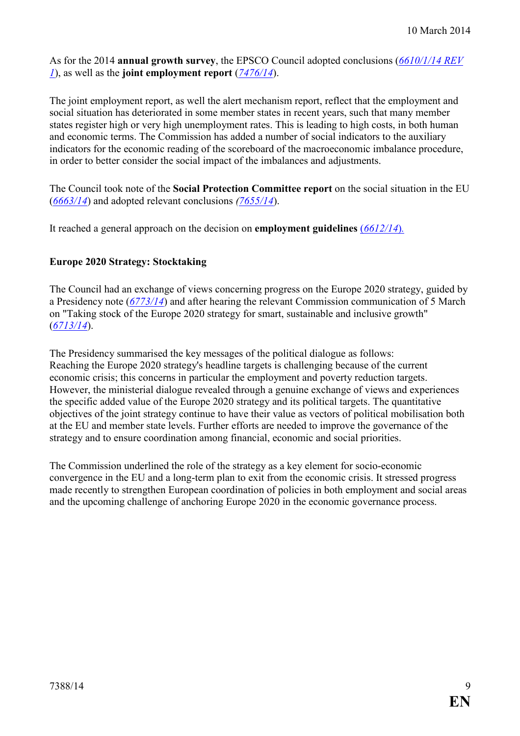As for the 2014 **annual growth survey**, the EPSCO Council adopted conclusions (*6610/1/14 REV 1*), as well as the **joint employment report** (*7476/14*).

The joint employment report, as well the alert mechanism report, reflect that the employment and social situation has deteriorated in some member states in recent years, such that many member states register high or very high unemployment rates. This is leading to high costs, in both human and economic terms. The Commission has added a number of social indicators to the auxiliary indicators for the economic reading of the scoreboard of the macroeconomic imbalance procedure, in order to better consider the social impact of the imbalances and adjustments.

The Council took note of the **Social Protection Committee report** on the social situation in the EU (*6663/14*) and adopted relevant conclusions *(7655/14*).

It reached a general approach on the decision on **employment guidelines** (*6612/14*).

**Europe 2020 Strategy: Stocktaking**

The Council had an exchange of views concerning progress on the Europe 2020 strategy, guided by a Presidency note (*6773/14*) and after hearing the relevant Commission communication of 5 March on "Taking stock of the Europe 2020 strategy for smart, sustainable and inclusive growth" (*6713/14*).

The Presidency summarised the key messages of the political dialogue as follows:
Reaching the Europe 2020 strategy's headline targets is challenging because of the current economic crisis; this concerns in particular the employment and poverty reduction targets. However, the ministerial dialogue revealed through a genuine exchange of views and experiences the specific added value of the Europe 2020 strategy and its political targets. The quantitative objectives of the joint strategy continue to have their value as vectors of political mobilisation both at the EU and member state levels. Further efforts are needed to improve the governance of the strategy and to ensure coordination among financial, economic and social priorities.

The Commission underlined the role of the strategy as a key element for socio-economic convergence in the EU and a long-term plan to exit from the economic crisis. It stressed progress made recently to strengthen European coordination of policies in both employment and social areas and the upcoming challenge of anchoring Europe 2020 in the economic governance process.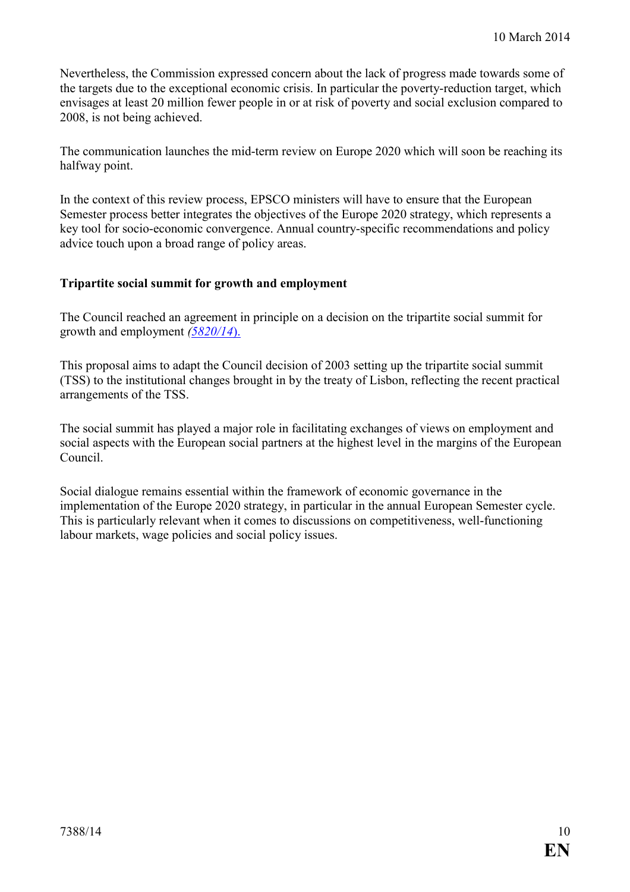Nevertheless, the Commission expressed concern about the lack of progress made towards some of the targets due to the exceptional economic crisis. In particular the poverty-reduction target, which envisages at least 20 million fewer people in or at risk of poverty and social exclusion compared to 2008, is not being achieved.

The communication launches the mid-term review on Europe 2020 which will soon be reaching its halfway point.

In the context of this review process, EPSCO ministers will have to ensure that the European Semester process better integrates the objectives of the Europe 2020 strategy, which represents a key tool for socio-economic convergence. Annual country-specific recommendations and policy advice touch upon a broad range of policy areas.

**Tripartite social summit for growth and employment**

The Council reached an agreement in principle on a decision on the tripartite social summit for growth and employment *(5820/14*).

This proposal aims to adapt the Council decision of 2003 setting up the tripartite social summit (TSS) to the institutional changes brought in by the treaty of Lisbon, reflecting the recent practical arrangements of the TSS.

The social summit has played a major role in facilitating exchanges of views on employment and social aspects with the European social partners at the highest level in the margins of the European Council.

Social dialogue remains essential within the framework of economic governance in the implementation of the Europe 2020 strategy, in particular in the annual European Semester cycle. This is particularly relevant when it comes to discussions on competitiveness, well-functioning labour markets, wage policies and social policy issues.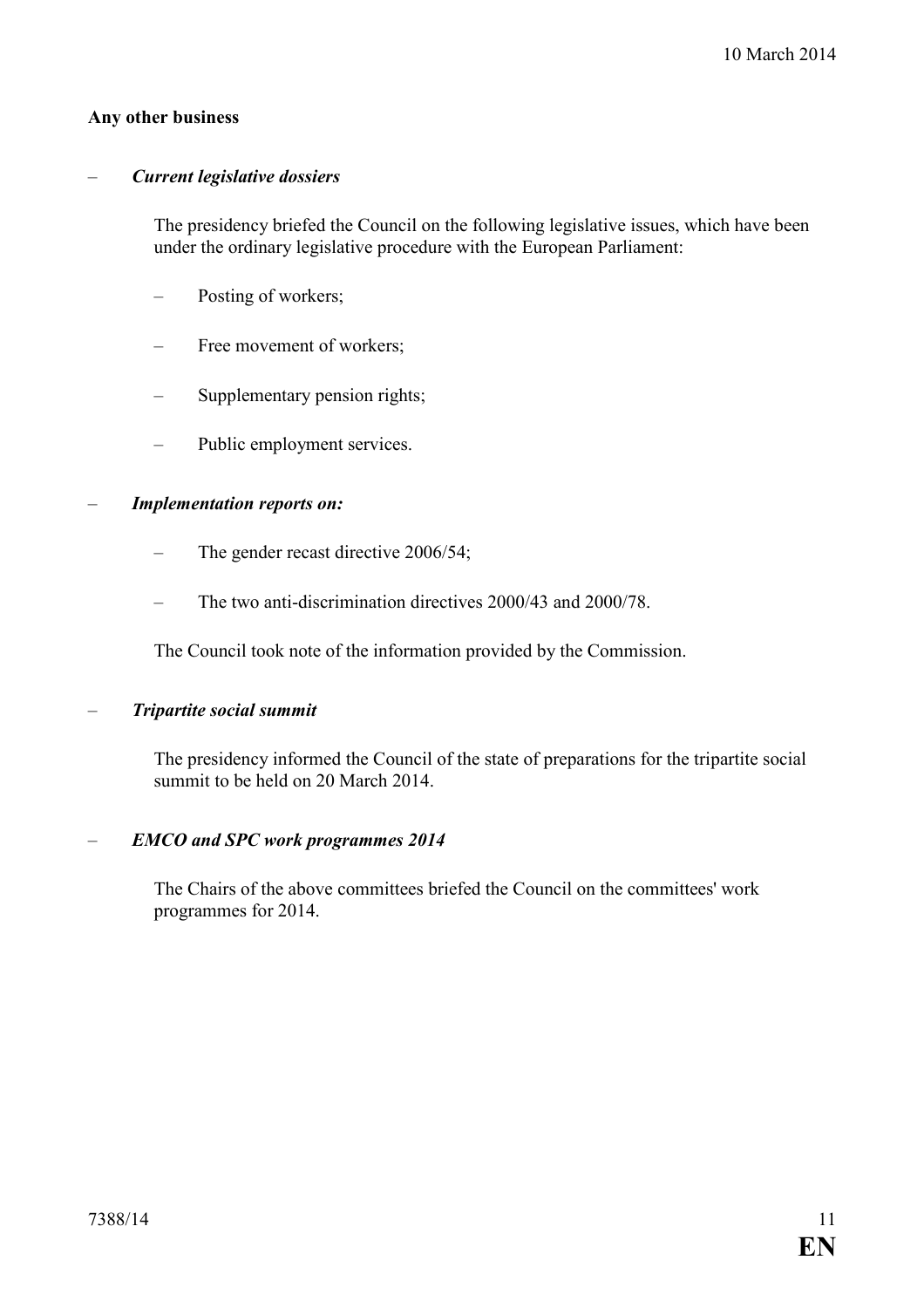**Any other business**

- ***Current legislative dossiers***

  The presidency briefed the Council on the following legislative issues, which have been under the ordinary legislative procedure with the European Parliament:

  - Posting of workers;
  - Free movement of workers;
  - Supplementary pension rights;
  - Public employment services.

- ***Implementation reports on:***

  - The gender recast directive 2006/54;
  - The two anti-discrimination directives 2000/43 and 2000/78.

  The Council took note of the information provided by the Commission.

- ***Tripartite social summit***

  The presidency informed the Council of the state of preparations for the tripartite social summit to be held on 20 March 2014.

- ***EMCO and SPC work programmes 2014***

  The Chairs of the above committees briefed the Council on the committees' work programmes for 2014.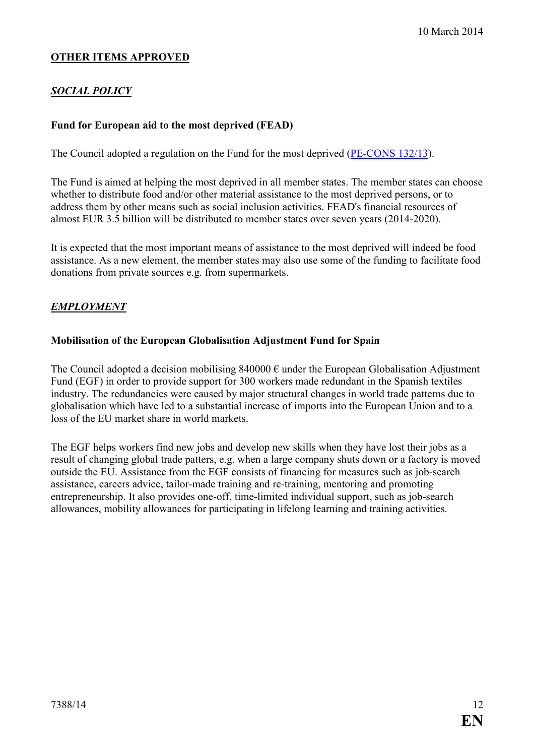10 March 2014

## OTHER ITEMS APPROVED

### *SOCIAL POLICY*

**Fund for European aid to the most deprived (FEAD)**

The Council adopted a regulation on the Fund for the most deprived (PE-CONS 132/13).

The Fund is aimed at helping the most deprived in all member states. The member states can choose whether to distribute food and/or other material assistance to the most deprived persons, or to address them by other means such as social inclusion activities. FEAD's financial resources of almost EUR 3.5 billion will be distributed to member states over seven years (2014-2020).

It is expected that the most important means of assistance to the most deprived will indeed be food assistance. As a new element, the member states may also use some of the funding to facilitate food donations from private sources e.g. from supermarkets.

### *EMPLOYMENT*

**Mobilisation of the European Globalisation Adjustment Fund for Spain**

The Council adopted a decision mobilising 840000 € under the European Globalisation Adjustment Fund (EGF) in order to provide support for 300 workers made redundant in the Spanish textiles industry. The redundancies were caused by major structural changes in world trade patterns due to globalisation which have led to a substantial increase of imports into the European Union and to a loss of the EU market share in world markets.

The EGF helps workers find new jobs and develop new skills when they have lost their jobs as a result of changing global trade patters, e.g. when a large company shuts down or a factory is moved outside the EU. Assistance from the EGF consists of financing for measures such as job-search assistance, careers advice, tailor-made training and re-training, mentoring and promoting entrepreneurship. It also provides one-off, time-limited individual support, such as job-search allowances, mobility allowances for participating in lifelong learning and training activities.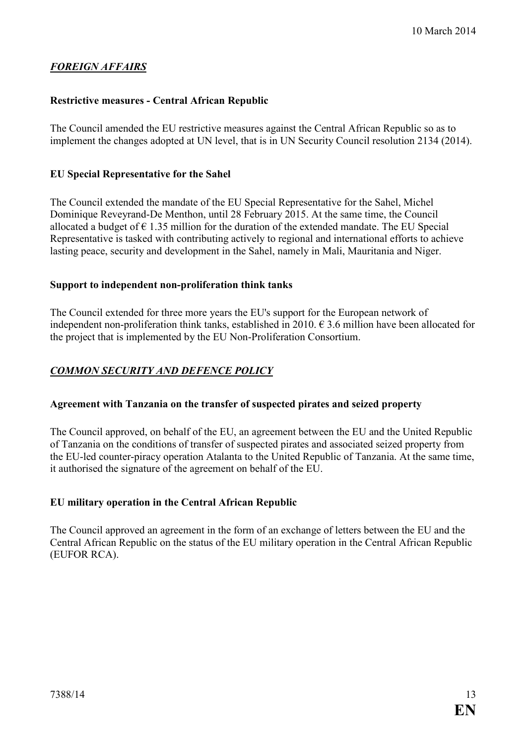## *FOREIGN AFFAIRS*

### Restrictive measures - Central African Republic

The Council amended the EU restrictive measures against the Central African Republic so as to implement the changes adopted at UN level, that is in UN Security Council resolution 2134 (2014).

### EU Special Representative for the Sahel

The Council extended the mandate of the EU Special Representative for the Sahel, Michel Dominique Reveyrand-De Menthon, until 28 February 2015. At the same time, the Council allocated a budget of € 1.35 million for the duration of the extended mandate. The EU Special Representative is tasked with contributing actively to regional and international efforts to achieve lasting peace, security and development in the Sahel, namely in Mali, Mauritania and Niger.

### Support to independent non-proliferation think tanks

The Council extended for three more years the EU's support for the European network of independent non-proliferation think tanks, established in 2010. € 3.6 million have been allocated for the project that is implemented by the EU Non-Proliferation Consortium.

## *COMMON SECURITY AND DEFENCE POLICY*

### Agreement with Tanzania on the transfer of suspected pirates and seized property

The Council approved, on behalf of the EU, an agreement between the EU and the United Republic of Tanzania on the conditions of transfer of suspected pirates and associated seized property from the EU-led counter-piracy operation Atalanta to the United Republic of Tanzania. At the same time, it authorised the signature of the agreement on behalf of the EU.

### EU military operation in the Central African Republic

The Council approved an agreement in the form of an exchange of letters between the EU and the Central African Republic on the status of the EU military operation in the Central African Republic (EUFOR RCA).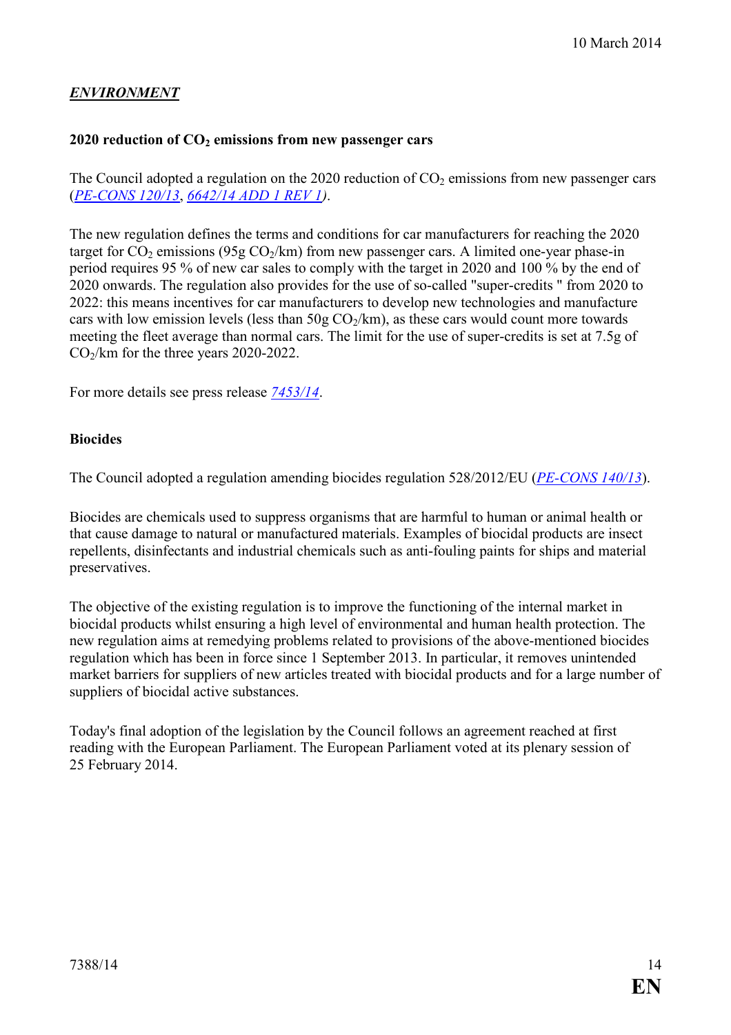## *ENVIRONMENT*

### 2020 reduction of $CO_2$ emissions from new passenger cars

The Council adopted a regulation on the 2020 reduction of $CO_2$ emissions from new passenger cars (*PE-CONS 120/13*, *6642/14 ADD 1 REV 1)*.

The new regulation defines the terms and conditions for car manufacturers for reaching the 2020 target for $CO_2$ emissions (95g $CO_2$/km) from new passenger cars. A limited one-year phase-in period requires 95 % of new car sales to comply with the target in 2020 and 100 % by the end of 2020 onwards. The regulation also provides for the use of so-called "super-credits " from 2020 to 2022: this means incentives for car manufacturers to develop new technologies and manufacture cars with low emission levels (less than 50g $CO_2$/km), as these cars would count more towards meeting the fleet average than normal cars. The limit for the use of super-credits is set at 7.5g of $CO_2$/km for the three years 2020-2022.

For more details see press release *7453/14*.

### Biocides

The Council adopted a regulation amending biocides regulation 528/2012/EU (*PE-CONS 140/13*).

Biocides are chemicals used to suppress organisms that are harmful to human or animal health or that cause damage to natural or manufactured materials. Examples of biocidal products are insect repellents, disinfectants and industrial chemicals such as anti-fouling paints for ships and material preservatives.

The objective of the existing regulation is to improve the functioning of the internal market in biocidal products whilst ensuring a high level of environmental and human health protection. The new regulation aims at remedying problems related to provisions of the above-mentioned biocides regulation which has been in force since 1 September 2013. In particular, it removes unintended market barriers for suppliers of new articles treated with biocidal products and for a large number of suppliers of biocidal active substances.

Today's final adoption of the legislation by the Council follows an agreement reached at first reading with the European Parliament. The European Parliament voted at its plenary session of 25 February 2014.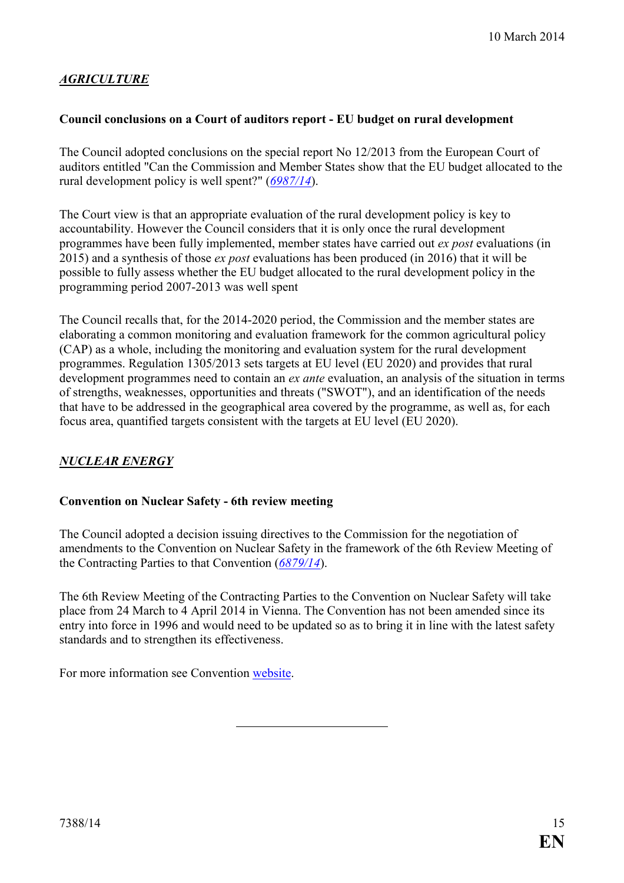## *AGRICULTURE*

### Council conclusions on a Court of auditors report - EU budget on rural development

The Council adopted conclusions on the special report No 12/2013 from the European Court of auditors entitled "Can the Commission and Member States show that the EU budget allocated to the rural development policy is well spent?" (*6987/14*).

The Court view is that an appropriate evaluation of the rural development policy is key to accountability. However the Council considers that it is only once the rural development programmes have been fully implemented, member states have carried out *ex post* evaluations (in 2015) and a synthesis of those *ex post* evaluations has been produced (in 2016) that it will be possible to fully assess whether the EU budget allocated to the rural development policy in the programming period 2007-2013 was well spent

The Council recalls that, for the 2014-2020 period, the Commission and the member states are elaborating a common monitoring and evaluation framework for the common agricultural policy (CAP) as a whole, including the monitoring and evaluation system for the rural development programmes. Regulation 1305/2013 sets targets at EU level (EU 2020) and provides that rural development programmes need to contain an *ex ante* evaluation, an analysis of the situation in terms of strengths, weaknesses, opportunities and threats ("SWOT"), and an identification of the needs that have to be addressed in the geographical area covered by the programme, as well as, for each focus area, quantified targets consistent with the targets at EU level (EU 2020).

## *NUCLEAR ENERGY*

### Convention on Nuclear Safety - 6th review meeting

The Council adopted a decision issuing directives to the Commission for the negotiation of amendments to the Convention on Nuclear Safety in the framework of the 6th Review Meeting of the Contracting Parties to that Convention (*6879/14*).

The 6th Review Meeting of the Contracting Parties to the Convention on Nuclear Safety will take place from 24 March to 4 April 2014 in Vienna. The Convention has not been amended since its entry into force in 1996 and would need to be updated so as to bring it in line with the latest safety standards and to strengthen its effectiveness.

For more information see Convention website.